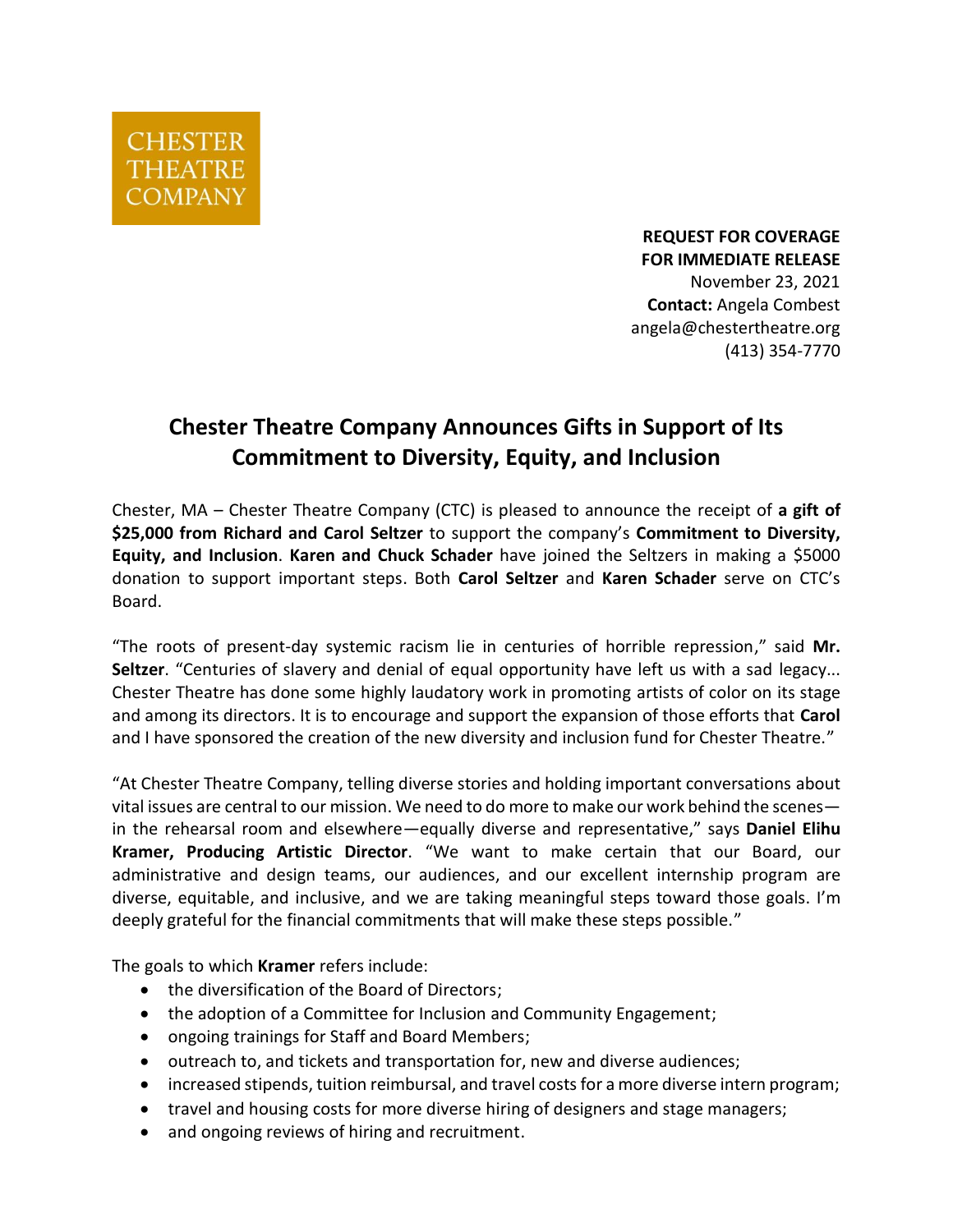CHESTER THEATRE COMPANY

**REQUEST FOR COVERAGE**
**FOR IMMEDIATE RELEASE**
November 23, 2021
**Contact:** Angela Combest
angela@chestertheatre.org
(413) 354-7770

# Chester Theatre Company Announces Gifts in Support of Its Commitment to Diversity, Equity, and Inclusion

Chester, MA – Chester Theatre Company (CTC) is pleased to announce the receipt of **a gift of $25,000 from Richard and Carol Seltzer** to support the company's **Commitment to Diversity, Equity, and Inclusion**. **Karen and Chuck Schader** have joined the Seltzers in making a $5000 donation to support important steps. Both **Carol Seltzer** and **Karen Schader** serve on CTC's Board.

"The roots of present-day systemic racism lie in centuries of horrible repression," said **Mr. Seltzer**. "Centuries of slavery and denial of equal opportunity have left us with a sad legacy... Chester Theatre has done some highly laudatory work in promoting artists of color on its stage and among its directors. It is to encourage and support the expansion of those efforts that **Carol** and I have sponsored the creation of the new diversity and inclusion fund for Chester Theatre."

"At Chester Theatre Company, telling diverse stories and holding important conversations about vital issues are central to our mission. We need to do more to make our work behind the scenes—in the rehearsal room and elsewhere—equally diverse and representative," says **Daniel Elihu Kramer, Producing Artistic Director**. "We want to make certain that our Board, our administrative and design teams, our audiences, and our excellent internship program are diverse, equitable, and inclusive, and we are taking meaningful steps toward those goals. I'm deeply grateful for the financial commitments that will make these steps possible."

The goals to which **Kramer** refers include:

- the diversification of the Board of Directors;
- the adoption of a Committee for Inclusion and Community Engagement;
- ongoing trainings for Staff and Board Members;
- outreach to, and tickets and transportation for, new and diverse audiences;
- increased stipends, tuition reimbursal, and travel costs for a more diverse intern program;
- travel and housing costs for more diverse hiring of designers and stage managers;
- and ongoing reviews of hiring and recruitment.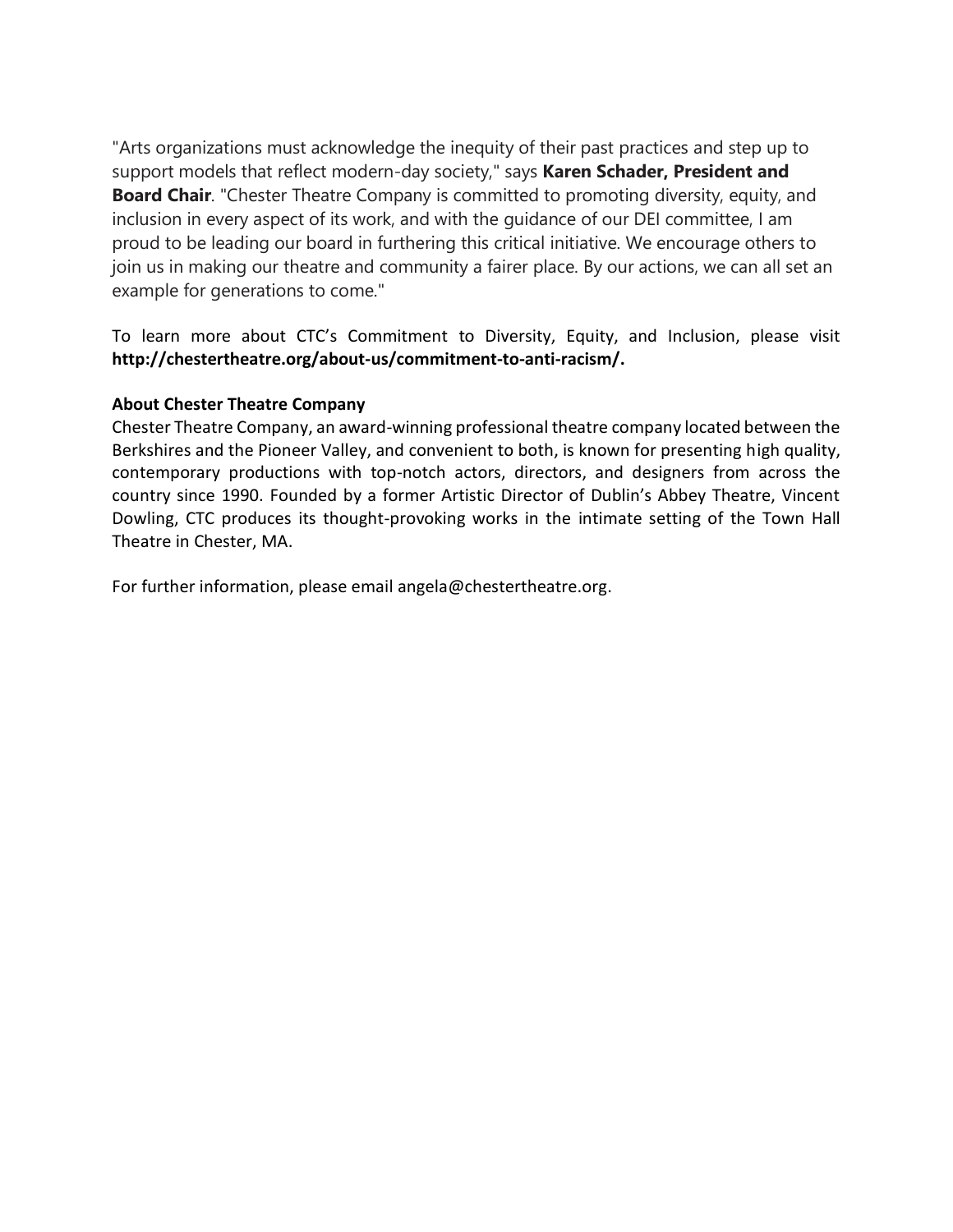"Arts organizations must acknowledge the inequity of their past practices and step up to support models that reflect modern-day society," says **Karen Schader, President and Board Chair**. "Chester Theatre Company is committed to promoting diversity, equity, and inclusion in every aspect of its work, and with the guidance of our DEI committee, I am proud to be leading our board in furthering this critical initiative. We encourage others to join us in making our theatre and community a fairer place. By our actions, we can all set an example for generations to come."

To learn more about CTC's Commitment to Diversity, Equity, and Inclusion, please visit **http://chestertheatre.org/about-us/commitment-to-anti-racism/.**

**About Chester Theatre Company**
Chester Theatre Company, an award-winning professional theatre company located between the Berkshires and the Pioneer Valley, and convenient to both, is known for presenting high quality, contemporary productions with top-notch actors, directors, and designers from across the country since 1990. Founded by a former Artistic Director of Dublin's Abbey Theatre, Vincent Dowling, CTC produces its thought-provoking works in the intimate setting of the Town Hall Theatre in Chester, MA.

For further information, please email angela@chestertheatre.org.